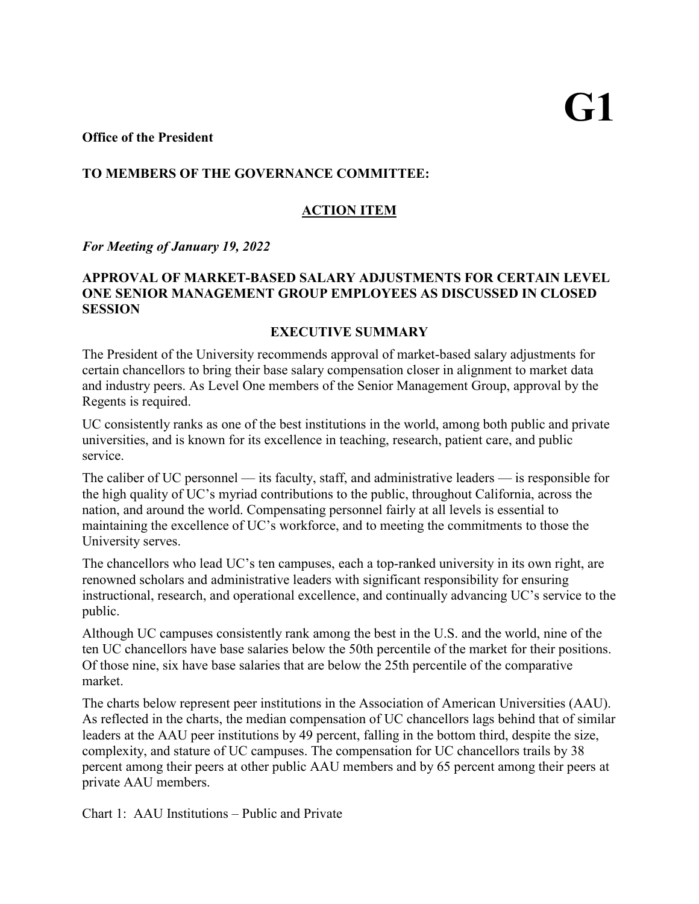# G1

**Office of the President**

**TO MEMBERS OF THE GOVERNANCE COMMITTEE:**

**ACTION ITEM**

***For Meeting of January 19, 2022***

**APPROVAL OF MARKET-BASED SALARY ADJUSTMENTS FOR CERTAIN LEVEL ONE SENIOR MANAGEMENT GROUP EMPLOYEES AS DISCUSSED IN CLOSED SESSION**

## EXECUTIVE SUMMARY

The President of the University recommends approval of market-based salary adjustments for certain chancellors to bring their base salary compensation closer in alignment to market data and industry peers. As Level One members of the Senior Management Group, approval by the Regents is required.

UC consistently ranks as one of the best institutions in the world, among both public and private universities, and is known for its excellence in teaching, research, patient care, and public service.

The caliber of UC personnel — its faculty, staff, and administrative leaders — is responsible for the high quality of UC's myriad contributions to the public, throughout California, across the nation, and around the world. Compensating personnel fairly at all levels is essential to maintaining the excellence of UC's workforce, and to meeting the commitments to those the University serves.

The chancellors who lead UC's ten campuses, each a top-ranked university in its own right, are renowned scholars and administrative leaders with significant responsibility for ensuring instructional, research, and operational excellence, and continually advancing UC's service to the public.

Although UC campuses consistently rank among the best in the U.S. and the world, nine of the ten UC chancellors have base salaries below the 50th percentile of the market for their positions. Of those nine, six have base salaries that are below the 25th percentile of the comparative market.

The charts below represent peer institutions in the Association of American Universities (AAU). As reflected in the charts, the median compensation of UC chancellors lags behind that of similar leaders at the AAU peer institutions by 49 percent, falling in the bottom third, despite the size, complexity, and stature of UC campuses. The compensation for UC chancellors trails by 38 percent among their peers at other public AAU members and by 65 percent among their peers at private AAU members.

Chart 1: AAU Institutions – Public and Private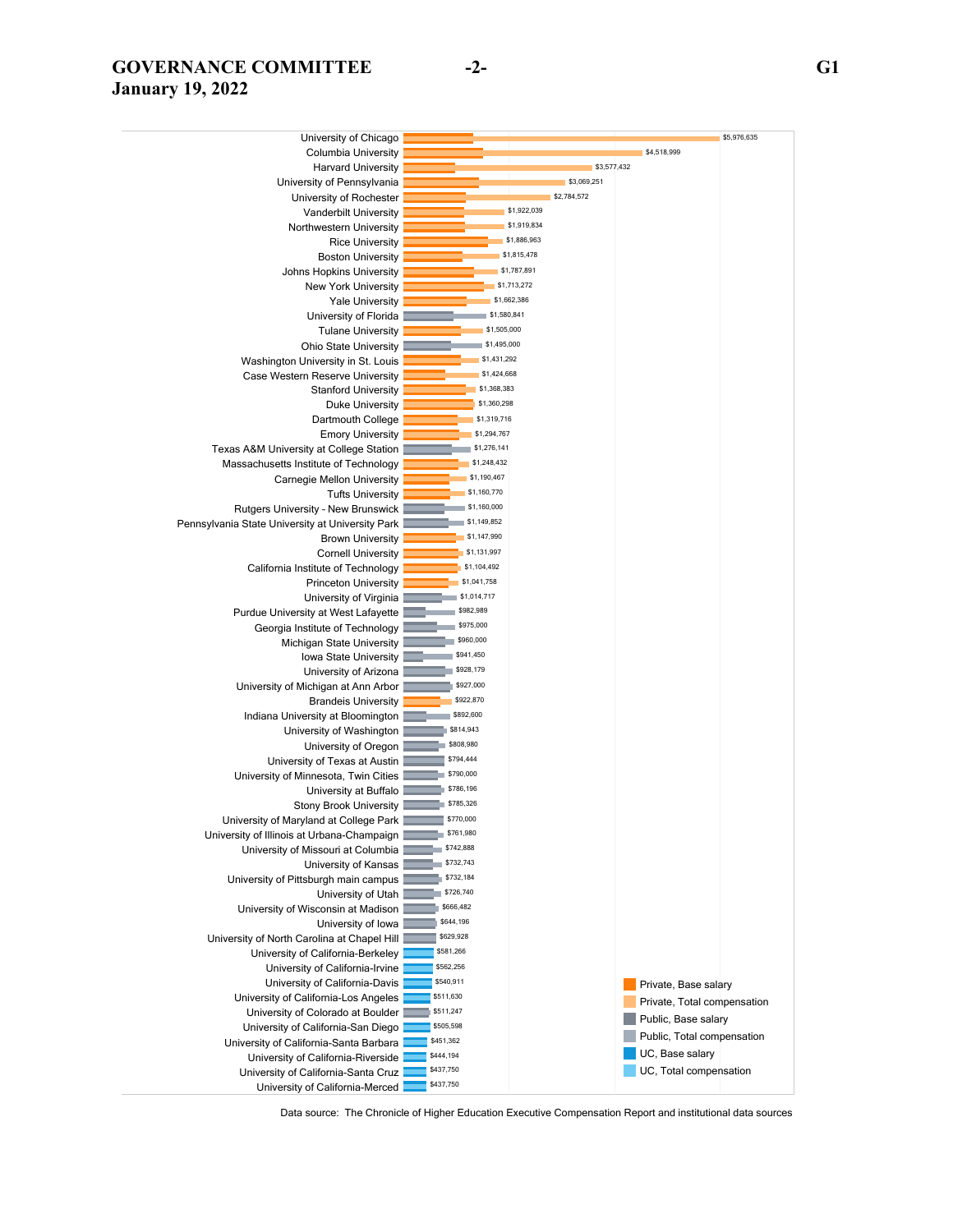| Institution | Total compensation | Category |
|---|---|---|
| University of Chicago | $5,976,635 | Private |
| Columbia University | $4,518,999 | Private |
| Harvard University | $3,577,432 | Private |
| University of Pennsylvania | $3,069,251 | Private |
| University of Rochester | $2,784,572 | Private |
| Vanderbilt University | $1,922,039 | Private |
| Northwestern University | $1,919,834 | Private |
| Rice University | $1,886,963 | Private |
| Boston University | $1,815,478 | Private |
| Johns Hopkins University | $1,787,891 | Private |
| New York University | $1,713,272 | Private |
| Yale University | $1,662,386 | Private |
| University of Florida | $1,580,841 | Public |
| Tulane University | $1,505,000 | Private |
| Ohio State University | $1,495,000 | Public |
| Washington University in St. Louis | $1,431,292 | Private |
| Case Western Reserve University | $1,424,668 | Private |
| Stanford University | $1,368,383 | Private |
| Duke University | $1,360,298 | Private |
| Dartmouth College | $1,319,716 | Private |
| Emory University | $1,294,767 | Private |
| Texas A&M University at College Station | $1,276,141 | Public |
| Massachusetts Institute of Technology | $1,248,432 | Private |
| Carnegie Mellon University | $1,190,467 | Private |
| Tufts University | $1,160,770 | Private |
| Rutgers University - New Brunswick | $1,160,000 | Public |
| Pennsylvania State University at University Park | $1,149,852 | Public |
| Brown University | $1,147,990 | Private |
| Cornell University | $1,131,997 | Private |
| California Institute of Technology | $1,104,492 | Private |
| Princeton University | $1,041,758 | Private |
| University of Virginia | $1,014,717 | Public |
| Purdue University at West Lafayette | $982,989 | Public |
| Georgia Institute of Technology | $975,000 | Public |
| Michigan State University | $960,000 | Public |
| Iowa State University | $941,450 | Public |
| University of Arizona | $928,179 | Public |
| University of Michigan at Ann Arbor | $927,000 | Public |
| Brandeis University | $922,870 | Private |
| Indiana University at Bloomington | $892,600 | Public |
| University of Washington | $814,943 | Public |
| University of Oregon | $808,980 | Public |
| University of Texas at Austin | $794,444 | Public |
| University of Minnesota, Twin Cities | $790,000 | Public |
| University at Buffalo | $786,196 | Public |
| Stony Brook University | $785,326 | Public |
| University of Maryland at College Park | $770,000 | Public |
| University of Illinois at Urbana-Champaign | $761,980 | Public |
| University of Missouri at Columbia | $742,888 | Public |
| University of Kansas | $732,743 | Public |
| University of Pittsburgh main campus | $732,184 | Public |
| University of Utah | $726,740 | Public |
| University of Wisconsin at Madison | $666,482 | Public |
| University of Iowa | $644,196 | Public |
| University of North Carolina at Chapel Hill | $629,928 | Public |
| University of California-Berkeley | $581,266 | UC |
| University of California-Irvine | $562,256 | UC |
| University of California-Davis | $540,911 | UC |
| University of California-Los Angeles | $511,630 | UC |
| University of Colorado at Boulder | $511,247 | Public |
| University of California-San Diego | $505,598 | UC |
| University of California-Santa Barbara | $451,362 | UC |
| University of California-Riverside | $444,194 | UC |
| University of California-Santa Cruz | $437,750 | UC |
| University of California-Merced | $437,750 | UC |

Legend: Private, Base salary; Private, Total compensation; Public, Base salary; Public, Total compensation; UC, Base salary; UC, Total compensation

Data source: The Chronicle of Higher Education Executive Compensation Report and institutional data sources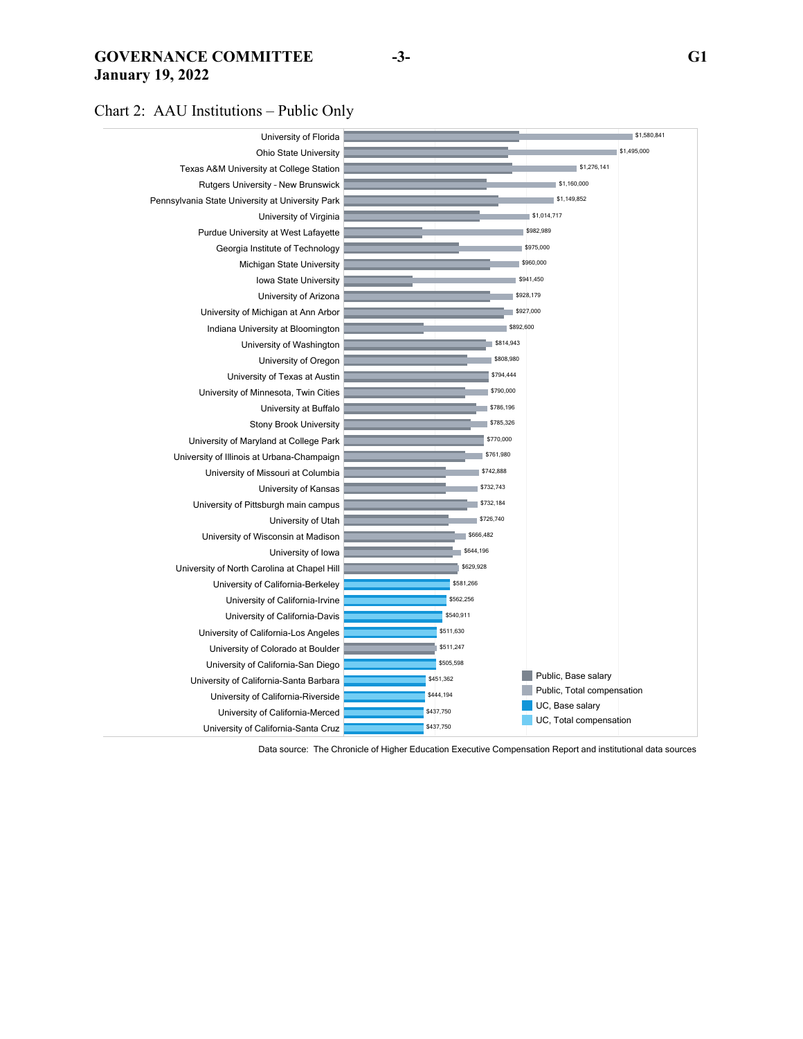## Chart 2: AAU Institutions – Public Only

| Institution | Total compensation |
|---|---|
| University of Florida | $1,580,841 |
| Ohio State University | $1,495,000 |
| Texas A&M University at College Station | $1,276,141 |
| Rutgers University - New Brunswick | $1,160,000 |
| Pennsylvania State University at University Park | $1,149,852 |
| University of Virginia | $1,014,717 |
| Purdue University at West Lafayette | $982,989 |
| Georgia Institute of Technology | $975,000 |
| Michigan State University | $960,000 |
| Iowa State University | $941,450 |
| University of Arizona | $928,179 |
| University of Michigan at Ann Arbor | $927,000 |
| Indiana University at Bloomington | $892,600 |
| University of Washington | $814,943 |
| University of Oregon | $808,980 |
| University of Texas at Austin | $794,444 |
| University of Minnesota, Twin Cities | $790,000 |
| University at Buffalo | $786,196 |
| Stony Brook University | $785,326 |
| University of Maryland at College Park | $770,000 |
| University of Illinois at Urbana-Champaign | $761,980 |
| University of Missouri at Columbia | $742,888 |
| University of Kansas | $732,743 |
| University of Pittsburgh main campus | $732,184 |
| University of Utah | $726,740 |
| University of Wisconsin at Madison | $666,482 |
| University of Iowa | $644,196 |
| University of North Carolina at Chapel Hill | $629,928 |
| University of California-Berkeley | $581,266 |
| University of California-Irvine | $562,256 |
| University of California-Davis | $540,911 |
| University of California-Los Angeles | $511,630 |
| University of Colorado at Boulder | $511,247 |
| University of California-San Diego | $505,598 |
| University of California-Santa Barbara | $451,362 |
| University of California-Riverside | $444,194 |
| University of California-Merced | $437,750 |
| University of California-Santa Cruz | $437,750 |

Legend: Public, Base salary; Public, Total compensation; UC, Base salary; UC, Total compensation

Data source: The Chronicle of Higher Education Executive Compensation Report and institutional data sources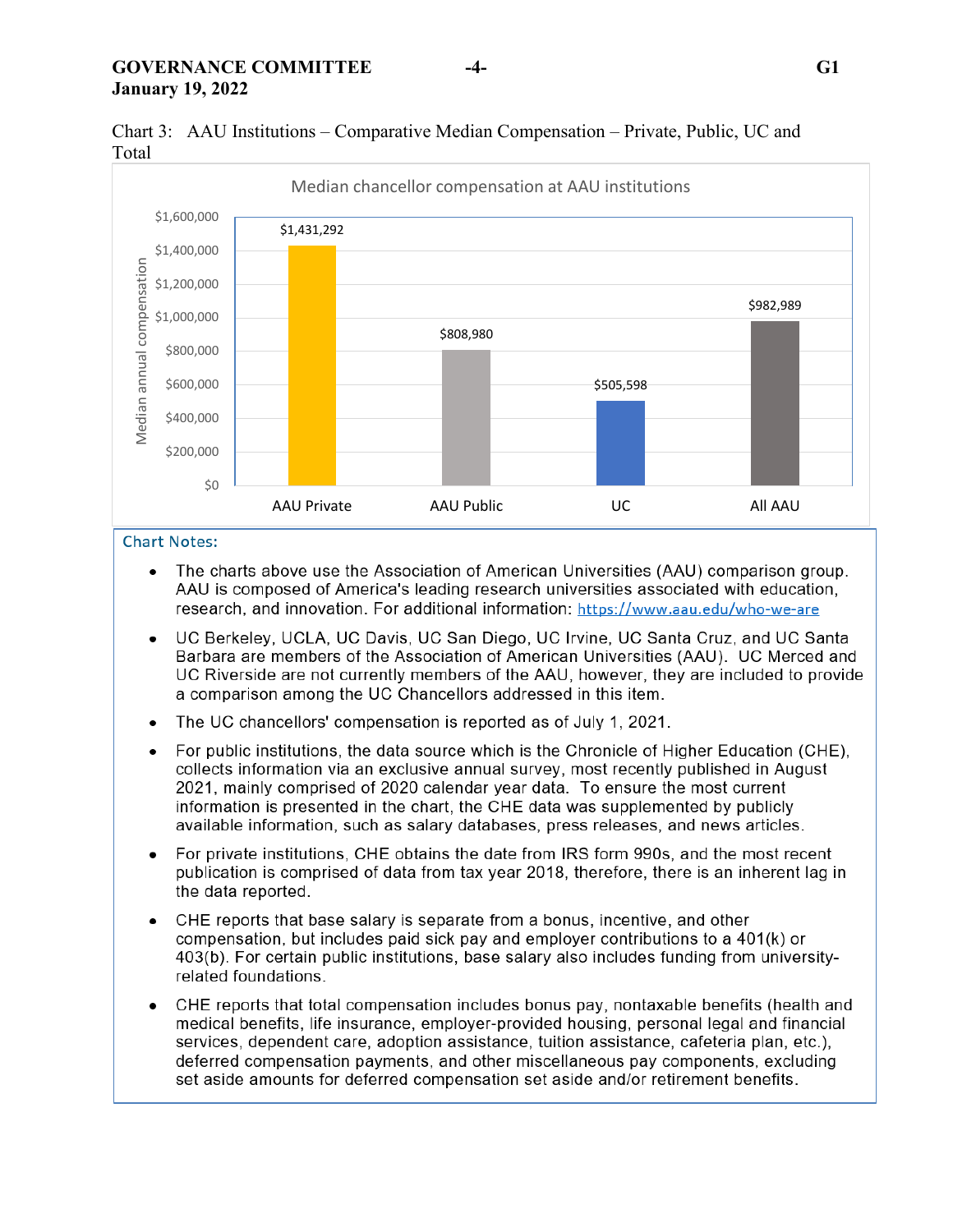Chart 3: AAU Institutions – Comparative Median Compensation – Private, Public, UC and Total

Median chancellor compensation at AAU institutions

| | Median annual compensation |
|---|---|
| AAU Private | $1,431,292 |
| AAU Public | $808,980 |
| UC | $505,598 |
| All AAU | $982,989 |

Chart Notes:

- The charts above use the Association of American Universities (AAU) comparison group. AAU is composed of America's leading research universities associated with education, research, and innovation. For additional information: https://www.aau.edu/who-we-are
- UC Berkeley, UCLA, UC Davis, UC San Diego, UC Irvine, UC Santa Cruz, and UC Santa Barbara are members of the Association of American Universities (AAU). UC Merced and UC Riverside are not currently members of the AAU, however, they are included to provide a comparison among the UC Chancellors addressed in this item.
- The UC chancellors' compensation is reported as of July 1, 2021.
- For public institutions, the data source which is the Chronicle of Higher Education (CHE), collects information via an exclusive annual survey, most recently published in August 2021, mainly comprised of 2020 calendar year data. To ensure the most current information is presented in the chart, the CHE data was supplemented by publicly available information, such as salary databases, press releases, and news articles.
- For private institutions, CHE obtains the date from IRS form 990s, and the most recent publication is comprised of data from tax year 2018, therefore, there is an inherent lag in the data reported.
- CHE reports that base salary is separate from a bonus, incentive, and other compensation, but includes paid sick pay and employer contributions to a 401(k) or 403(b). For certain public institutions, base salary also includes funding from university-related foundations.
- CHE reports that total compensation includes bonus pay, nontaxable benefits (health and medical benefits, life insurance, employer-provided housing, personal legal and financial services, dependent care, adoption assistance, tuition assistance, cafeteria plan, etc.), deferred compensation payments, and other miscellaneous pay components, excluding set aside amounts for deferred compensation set aside and/or retirement benefits.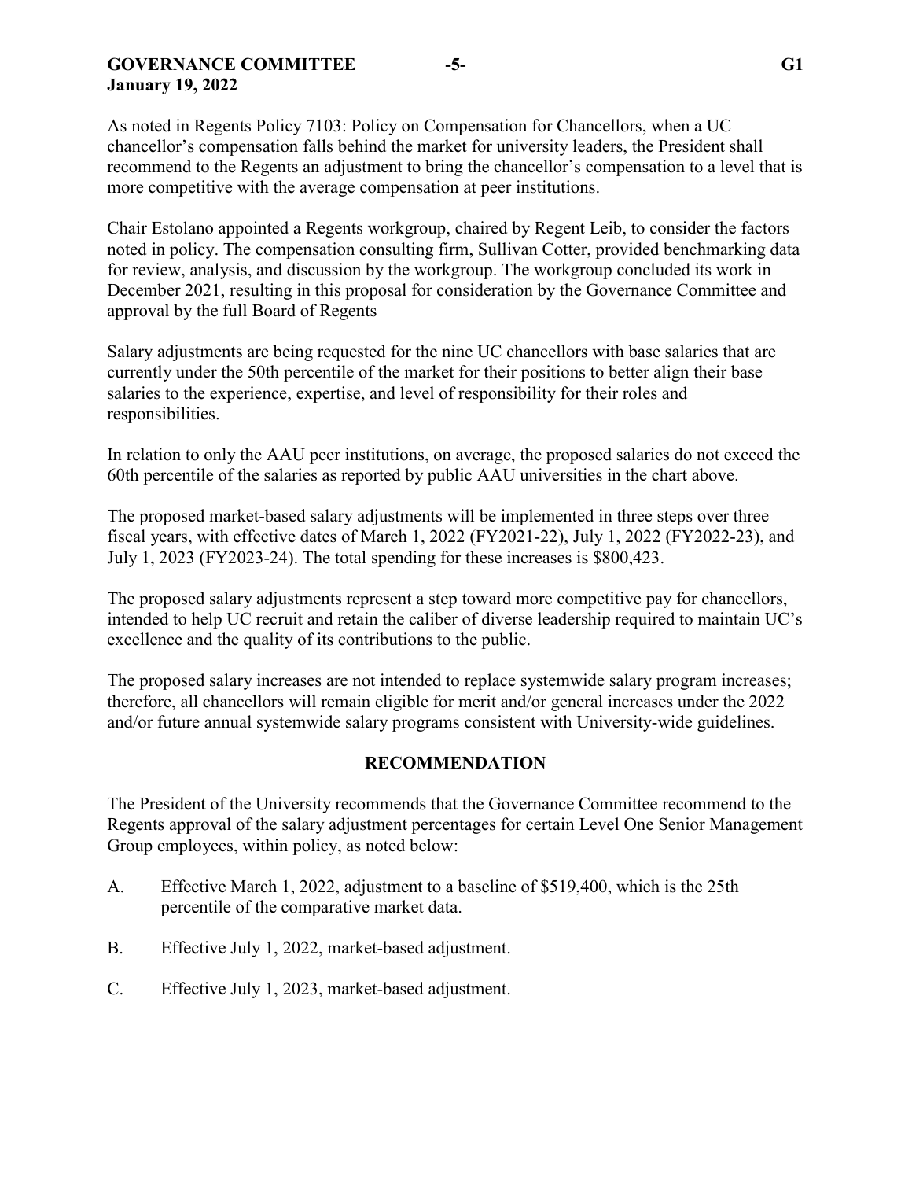As noted in Regents Policy 7103: Policy on Compensation for Chancellors, when a UC chancellor's compensation falls behind the market for university leaders, the President shall recommend to the Regents an adjustment to bring the chancellor's compensation to a level that is more competitive with the average compensation at peer institutions.

Chair Estolano appointed a Regents workgroup, chaired by Regent Leib, to consider the factors noted in policy. The compensation consulting firm, Sullivan Cotter, provided benchmarking data for review, analysis, and discussion by the workgroup. The workgroup concluded its work in December 2021, resulting in this proposal for consideration by the Governance Committee and approval by the full Board of Regents

Salary adjustments are being requested for the nine UC chancellors with base salaries that are currently under the 50th percentile of the market for their positions to better align their base salaries to the experience, expertise, and level of responsibility for their roles and responsibilities.

In relation to only the AAU peer institutions, on average, the proposed salaries do not exceed the 60th percentile of the salaries as reported by public AAU universities in the chart above.

The proposed market-based salary adjustments will be implemented in three steps over three fiscal years, with effective dates of March 1, 2022 (FY2021-22), July 1, 2022 (FY2022-23), and July 1, 2023 (FY2023-24). The total spending for these increases is $800,423.

The proposed salary adjustments represent a step toward more competitive pay for chancellors, intended to help UC recruit and retain the caliber of diverse leadership required to maintain UC's excellence and the quality of its contributions to the public.

The proposed salary increases are not intended to replace systemwide salary program increases; therefore, all chancellors will remain eligible for merit and/or general increases under the 2022 and/or future annual systemwide salary programs consistent with University-wide guidelines.

## RECOMMENDATION

The President of the University recommends that the Governance Committee recommend to the Regents approval of the salary adjustment percentages for certain Level One Senior Management Group employees, within policy, as noted below:

A. Effective March 1, 2022, adjustment to a baseline of $519,400, which is the 25th percentile of the comparative market data.

B. Effective July 1, 2022, market-based adjustment.

C. Effective July 1, 2023, market-based adjustment.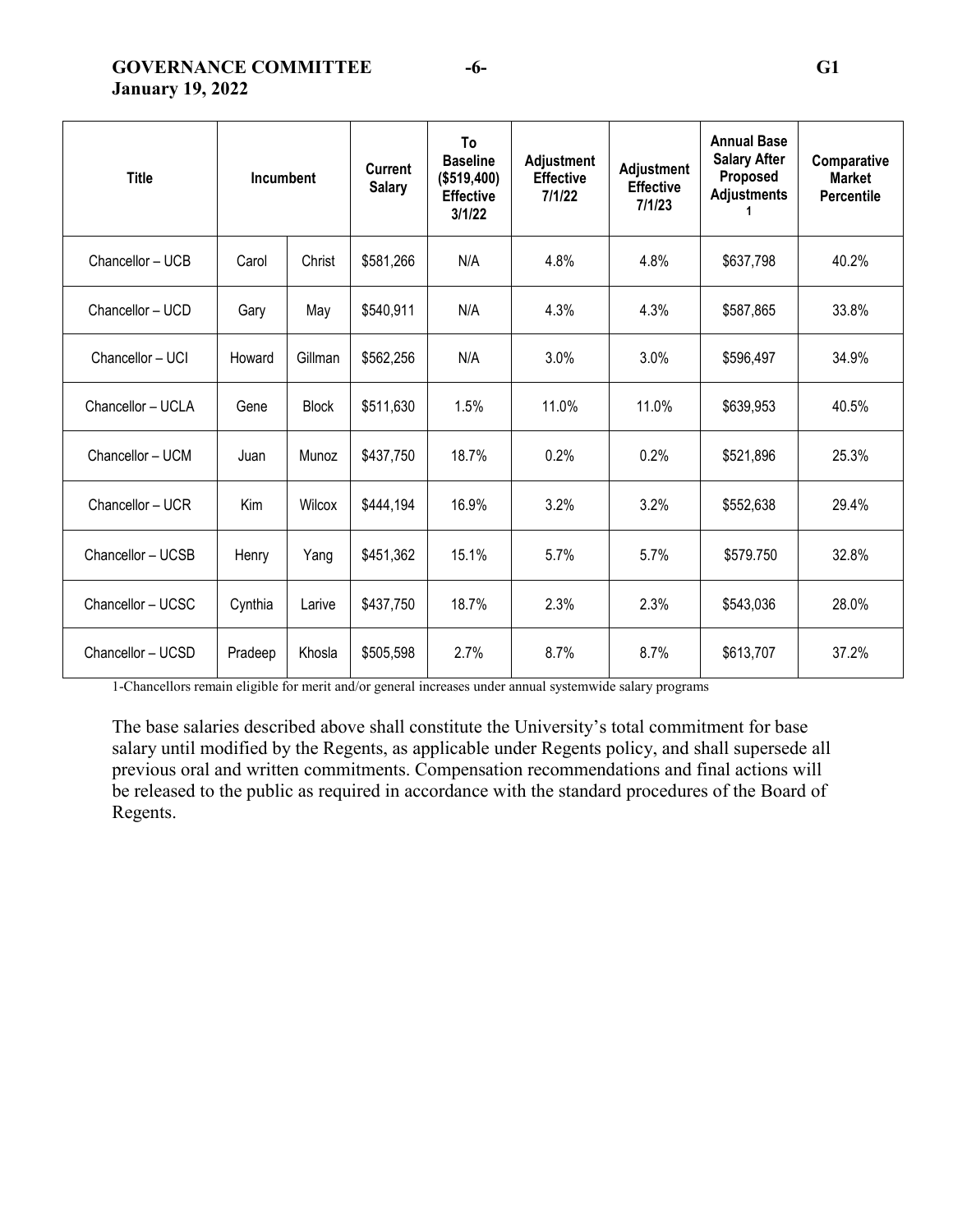| Title | Incumbent | | Current Salary | To Baseline ($519,400) Effective 3/1/22 | Adjustment Effective 7/1/22 | Adjustment Effective 7/1/23 | Annual Base Salary After Proposed Adjustments 1 | Comparative Market Percentile |
|---|---|---|---|---|---|---|---|---|
| Chancellor – UCB | Carol | Christ | $581,266 | N/A | 4.8% | 4.8% | $637,798 | 40.2% |
| Chancellor – UCD | Gary | May | $540,911 | N/A | 4.3% | 4.3% | $587,865 | 33.8% |
| Chancellor – UCI | Howard | Gillman | $562,256 | N/A | 3.0% | 3.0% | $596,497 | 34.9% |
| Chancellor – UCLA | Gene | Block | $511,630 | 1.5% | 11.0% | 11.0% | $639,953 | 40.5% |
| Chancellor – UCM | Juan | Munoz | $437,750 | 18.7% | 0.2% | 0.2% | $521,896 | 25.3% |
| Chancellor – UCR | Kim | Wilcox | $444,194 | 16.9% | 3.2% | 3.2% | $552,638 | 29.4% |
| Chancellor – UCSB | Henry | Yang | $451,362 | 15.1% | 5.7% | 5.7% | $579.750 | 32.8% |
| Chancellor – UCSC | Cynthia | Larive | $437,750 | 18.7% | 2.3% | 2.3% | $543,036 | 28.0% |
| Chancellor – UCSD | Pradeep | Khosla | $505,598 | 2.7% | 8.7% | 8.7% | $613,707 | 37.2% |

1-Chancellors remain eligible for merit and/or general increases under annual systemwide salary programs

The base salaries described above shall constitute the University's total commitment for base salary until modified by the Regents, as applicable under Regents policy, and shall supersede all previous oral and written commitments. Compensation recommendations and final actions will be released to the public as required in accordance with the standard procedures of the Board of Regents.